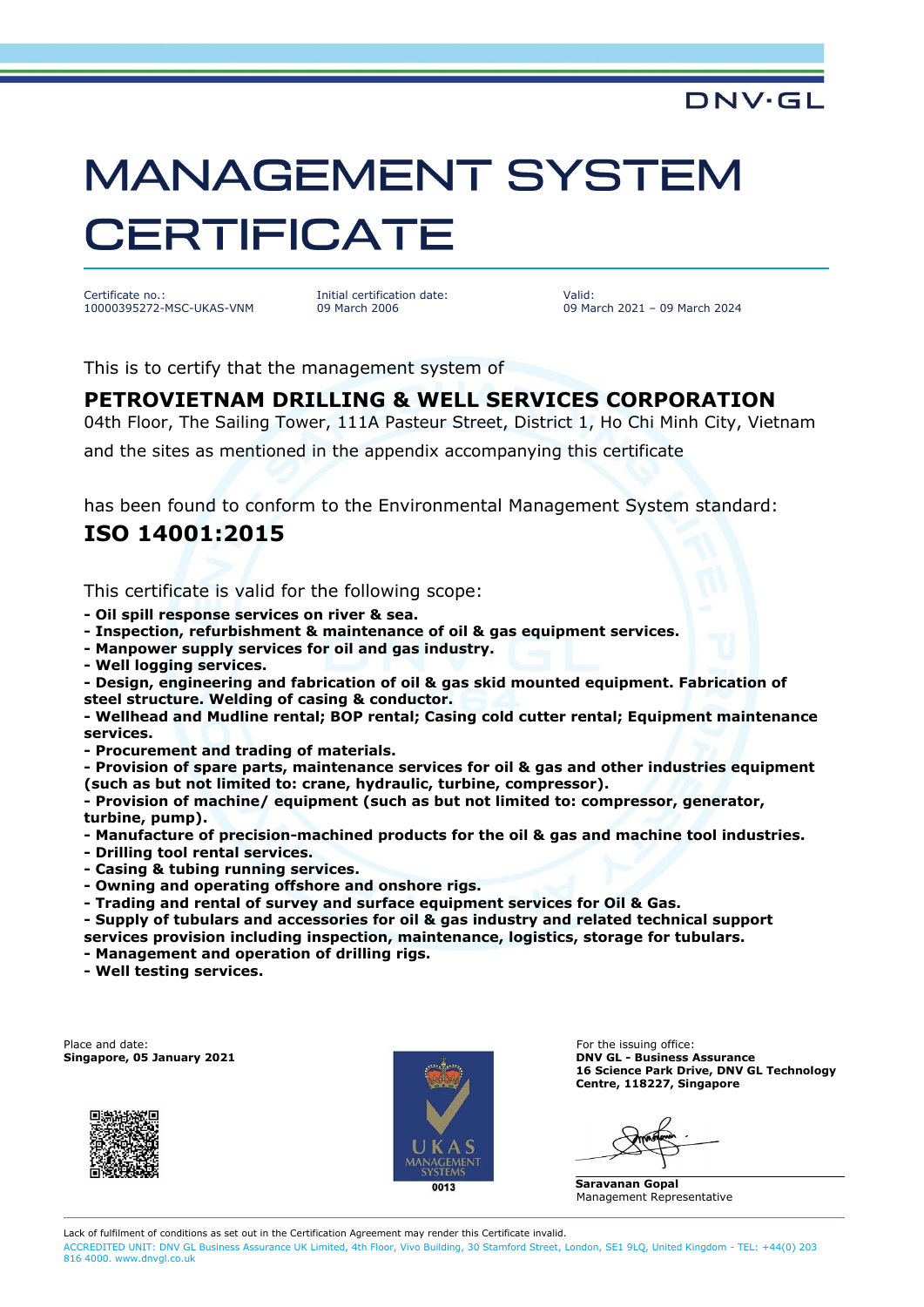DNV·GL

# MANAGEMENT SYSTEM CERTIFICATE

Certificate no.:
10000395272-MSC-UKAS-VNM

Initial certification date:
09 March 2006

Valid:
09 March 2021 – 09 March 2024

This is to certify that the management system of

## PETROVIETNAM DRILLING & WELL SERVICES CORPORATION

04th Floor, The Sailing Tower, 111A Pasteur Street, District 1, Ho Chi Minh City, Vietnam

and the sites as mentioned in the appendix accompanying this certificate

has been found to conform to the Environmental Management System standard:

## ISO 14001:2015

This certificate is valid for the following scope:

**- Oil spill response services on river & sea.**
**- Inspection, refurbishment & maintenance of oil & gas equipment services.**
**- Manpower supply services for oil and gas industry.**
**- Well logging services.**
**- Design, engineering and fabrication of oil & gas skid mounted equipment. Fabrication of steel structure. Welding of casing & conductor.**
**- Wellhead and Mudline rental; BOP rental; Casing cold cutter rental; Equipment maintenance services.**
**- Procurement and trading of materials.**
**- Provision of spare parts, maintenance services for oil & gas and other industries equipment (such as but not limited to: crane, hydraulic, turbine, compressor).**
**- Provision of machine/ equipment (such as but not limited to: compressor, generator, turbine, pump).**
**- Manufacture of precision-machined products for the oil & gas and machine tool industries.**
**- Drilling tool rental services.**
**- Casing & tubing running services.**
**- Owning and operating offshore and onshore rigs.**
**- Trading and rental of survey and surface equipment services for Oil & Gas.**
**- Supply of tubulars and accessories for oil & gas industry and related technical support services provision including inspection, maintenance, logistics, storage for tubulars.**
**- Management and operation of drilling rigs.**
**- Well testing services.**

Place and date:
**Singapore, 05 January 2021**

UKAS MANAGEMENT SYSTEMS
0013

For the issuing office:
**DNV GL - Business Assurance**
**16 Science Park Drive, DNV GL Technology Centre, 118227, Singapore**

**Saravanan Gopal**
Management Representative

Lack of fulfilment of conditions as set out in the Certification Agreement may render this Certificate invalid.
ACCREDITED UNIT: DNV GL Business Assurance UK Limited, 4th Floor, Vivo Building, 30 Stamford Street, London, SE1 9LQ, United Kingdom - TEL: +44(0) 203 816 4000. www.dnvgl.co.uk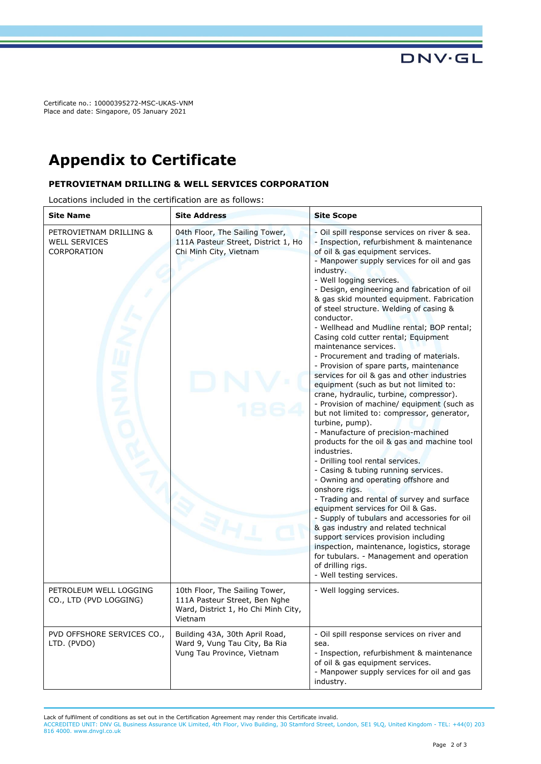Certificate no.: 10000395272-MSC-UKAS-VNM
Place and date: Singapore, 05 January 2021

# Appendix to Certificate

### PETROVIETNAM DRILLING & WELL SERVICES CORPORATION

Locations included in the certification are as follows:

| Site Name | Site Address | Site Scope |
|---|---|---|
| PETROVIETNAM DRILLING & WELL SERVICES CORPORATION | 04th Floor, The Sailing Tower, 111A Pasteur Street, District 1, Ho Chi Minh City, Vietnam | - Oil spill response services on river & sea.<br>- Inspection, refurbishment & maintenance of oil & gas equipment services.<br>- Manpower supply services for oil and gas industry.<br>- Well logging services.<br>- Design, engineering and fabrication of oil & gas skid mounted equipment. Fabrication of steel structure. Welding of casing & conductor.<br>- Wellhead and Mudline rental; BOP rental; Casing cold cutter rental; Equipment maintenance services.<br>- Procurement and trading of materials.<br>- Provision of spare parts, maintenance services for oil & gas and other industries equipment (such as but not limited to: crane, hydraulic, turbine, compressor).<br>- Provision of machine/ equipment (such as but not limited to: compressor, generator, turbine, pump).<br>- Manufacture of precision-machined products for the oil & gas and machine tool industries.<br>- Drilling tool rental services.<br>- Casing & tubing running services.<br>- Owning and operating offshore and onshore rigs.<br>- Trading and rental of survey and surface equipment services for Oil & Gas.<br>- Supply of tubulars and accessories for oil & gas industry and related technical support services provision including inspection, maintenance, logistics, storage for tubulars. - Management and operation of drilling rigs.<br>- Well testing services. |
| PETROLEUM WELL LOGGING CO., LTD (PVD LOGGING) | 10th Floor, The Sailing Tower, 111A Pasteur Street, Ben Nghe Ward, District 1, Ho Chi Minh City, Vietnam | - Well logging services. |
| PVD OFFSHORE SERVICES CO., LTD. (PVDO) | Building 43A, 30th April Road, Ward 9, Vung Tau City, Ba Ria Vung Tau Province, Vietnam | - Oil spill response services on river and sea.<br>- Inspection, refurbishment & maintenance of oil & gas equipment services.<br>- Manpower supply services for oil and gas industry. |

Lack of fulfilment of conditions as set out in the Certification Agreement may render this Certificate invalid.
ACCREDITED UNIT: DNV GL Business Assurance UK Limited, 4th Floor, Vivo Building, 30 Stamford Street, London, SE1 9LQ, United Kingdom - TEL: +44(0) 203 816 4000. www.dnvgl.co.uk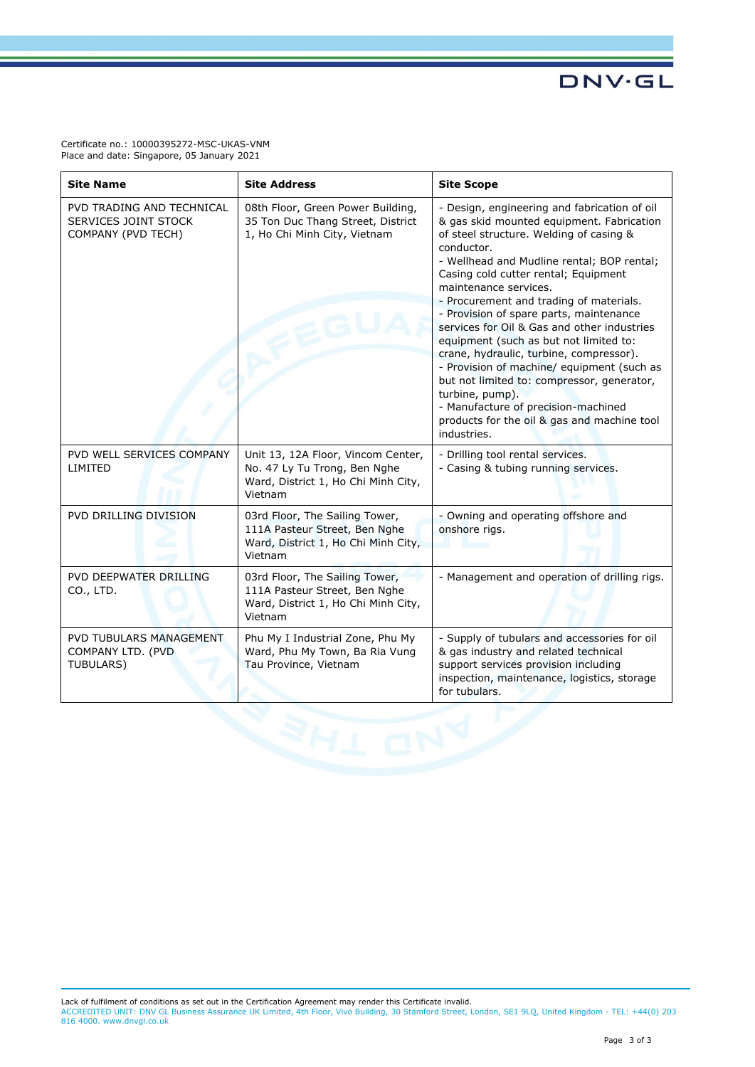Certificate no.: 10000395272-MSC-UKAS-VNM
Place and date: Singapore, 05 January 2021

| Site Name | Site Address | Site Scope |
|---|---|---|
| PVD TRADING AND TECHNICAL SERVICES JOINT STOCK COMPANY (PVD TECH) | 08th Floor, Green Power Building, 35 Ton Duc Thang Street, District 1, Ho Chi Minh City, Vietnam | - Design, engineering and fabrication of oil & gas skid mounted equipment. Fabrication of steel structure. Welding of casing & conductor.<br>- Wellhead and Mudline rental; BOP rental; Casing cold cutter rental; Equipment maintenance services.<br>- Procurement and trading of materials.<br>- Provision of spare parts, maintenance services for Oil & Gas and other industries equipment (such as but not limited to: crane, hydraulic, turbine, compressor).<br>- Provision of machine/ equipment (such as but not limited to: compressor, generator, turbine, pump).<br>- Manufacture of precision-machined products for the oil & gas and machine tool industries. |
| PVD WELL SERVICES COMPANY LIMITED | Unit 13, 12A Floor, Vincom Center, No. 47 Ly Tu Trong, Ben Nghe Ward, District 1, Ho Chi Minh City, Vietnam | - Drilling tool rental services.<br>- Casing & tubing running services. |
| PVD DRILLING DIVISION | 03rd Floor, The Sailing Tower, 111A Pasteur Street, Ben Nghe Ward, District 1, Ho Chi Minh City, Vietnam | - Owning and operating offshore and onshore rigs. |
| PVD DEEPWATER DRILLING CO., LTD. | 03rd Floor, The Sailing Tower, 111A Pasteur Street, Ben Nghe Ward, District 1, Ho Chi Minh City, Vietnam | - Management and operation of drilling rigs. |
| PVD TUBULARS MANAGEMENT COMPANY LTD. (PVD TUBULARS) | Phu My I Industrial Zone, Phu My Ward, Phu My Town, Ba Ria Vung Tau Province, Vietnam | - Supply of tubulars and accessories for oil & gas industry and related technical support services provision including inspection, maintenance, logistics, storage for tubulars. |

Lack of fulfilment of conditions as set out in the Certification Agreement may render this Certificate invalid.
ACCREDITED UNIT: DNV GL Business Assurance UK Limited, 4th Floor, Vivo Building, 30 Stamford Street, London, SE1 9LQ, United Kingdom - TEL: +44(0) 203 816 4000. www.dnvgl.co.uk